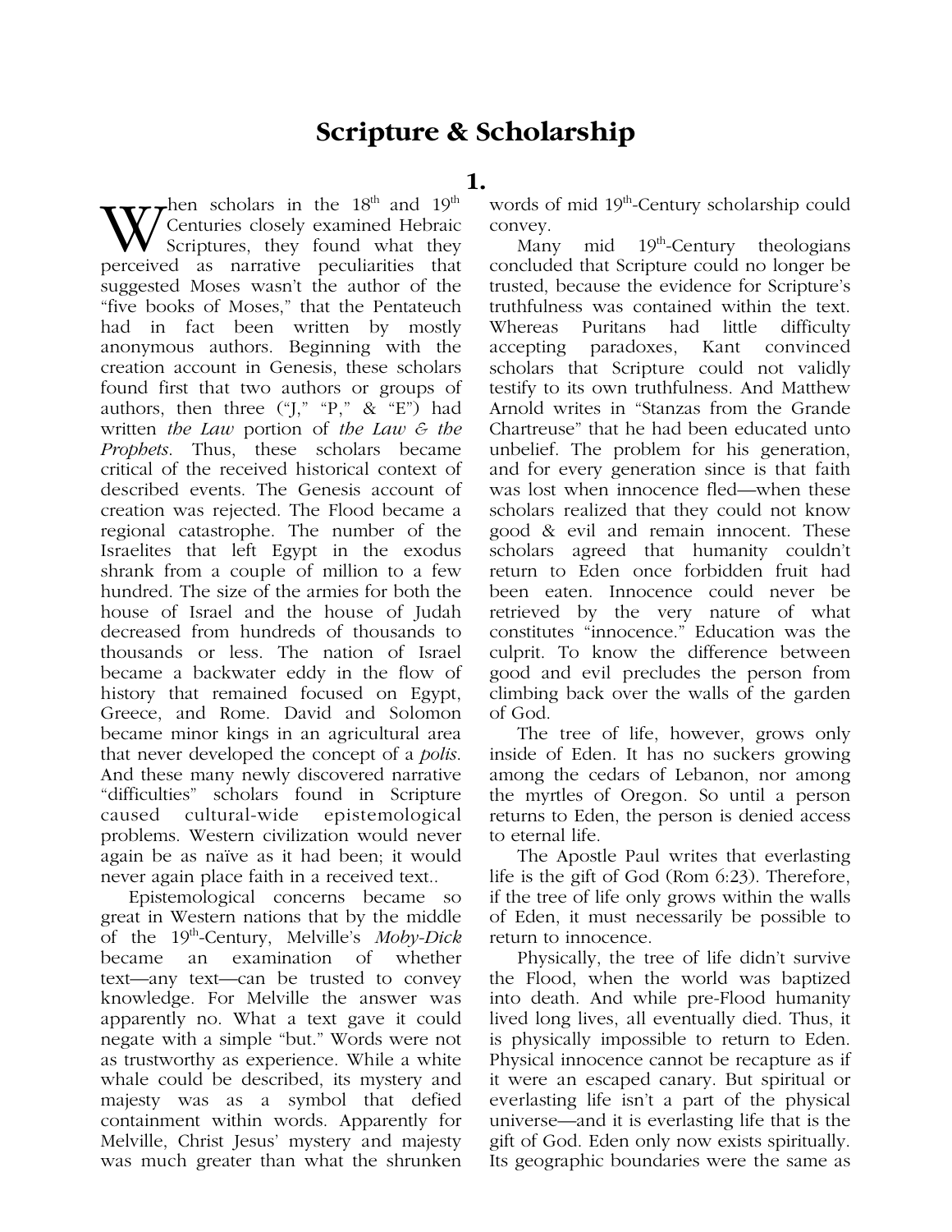# Scripture & Scholarship

## 1.

When scholars in the 18th and 19th Centuries closely examined Hebraic Scriptures, they found what they perceived as narrative peculiarities that suggested Moses wasn't the author of the "five books of Moses," that the Pentateuch had in fact been written by mostly anonymous authors. Beginning with the creation account in Genesis, these scholars found first that two authors or groups of authors, then three ("J," "P," & "E") had written *the Law* portion of *the Law & the Prophets*. Thus, these scholars became critical of the received historical context of described events. The Genesis account of creation was rejected. The Flood became a regional catastrophe. The number of the Israelites that left Egypt in the exodus shrank from a couple of million to a few hundred. The size of the armies for both the house of Israel and the house of Judah decreased from hundreds of thousands to thousands or less. The nation of Israel became a backwater eddy in the flow of history that remained focused on Egypt, Greece, and Rome. David and Solomon became minor kings in an agricultural area that never developed the concept of a *polis*. And these many newly discovered narrative "difficulties" scholars found in Scripture caused cultural-wide epistemological problems. Western civilization would never again be as naïve as it had been; it would never again place faith in a received text..

Epistemological concerns became so great in Western nations that by the middle of the 19th-Century, Melville's *Moby-Dick* became an examination of whether text—any text—can be trusted to convey knowledge. For Melville the answer was apparently no. What a text gave it could negate with a simple "but." Words were not as trustworthy as experience. While a white whale could be described, its mystery and majesty was as a symbol that defied containment within words. Apparently for Melville, Christ Jesus' mystery and majesty was much greater than what the shrunken words of mid 19th-Century scholarship could convey.

Many mid 19th-Century theologians concluded that Scripture could no longer be trusted, because the evidence for Scripture's truthfulness was contained within the text. Whereas Puritans had little difficulty accepting paradoxes, Kant convinced scholars that Scripture could not validly testify to its own truthfulness. And Matthew Arnold writes in "Stanzas from the Grande Chartreuse" that he had been educated unto unbelief. The problem for his generation, and for every generation since is that faith was lost when innocence fled—when these scholars realized that they could not know good & evil and remain innocent. These scholars agreed that humanity couldn't return to Eden once forbidden fruit had been eaten. Innocence could never be retrieved by the very nature of what constitutes "innocence." Education was the culprit. To know the difference between good and evil precludes the person from climbing back over the walls of the garden of God.

The tree of life, however, grows only inside of Eden. It has no suckers growing among the cedars of Lebanon, nor among the myrtles of Oregon. So until a person returns to Eden, the person is denied access to eternal life.

The Apostle Paul writes that everlasting life is the gift of God (Rom 6:23). Therefore, if the tree of life only grows within the walls of Eden, it must necessarily be possible to return to innocence.

Physically, the tree of life didn't survive the Flood, when the world was baptized into death. And while pre-Flood humanity lived long lives, all eventually died. Thus, it is physically impossible to return to Eden. Physical innocence cannot be recapture as if it were an escaped canary. But spiritual or everlasting life isn't a part of the physical universe—and it is everlasting life that is the gift of God. Eden only now exists spiritually. Its geographic boundaries were the same as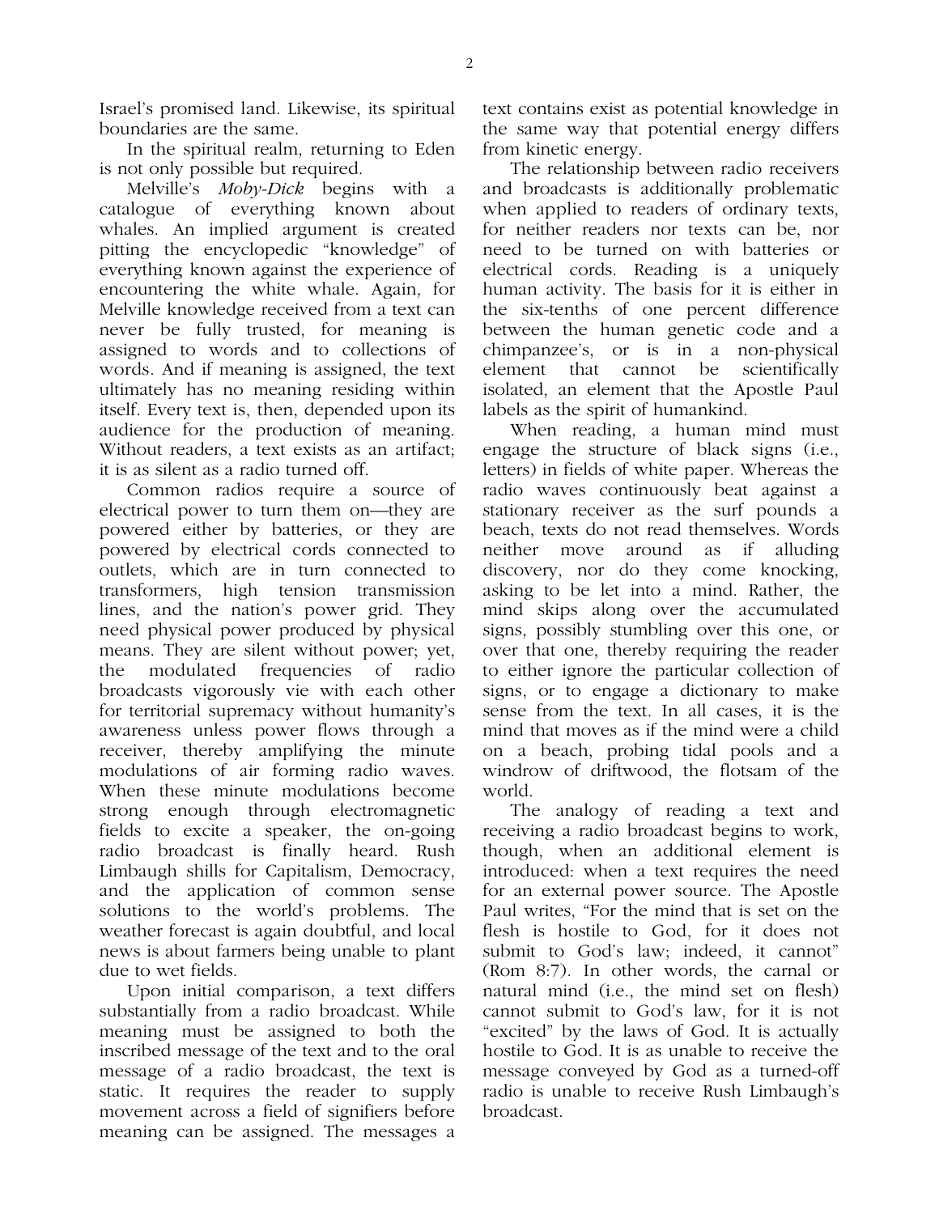Israel's promised land. Likewise, its spiritual boundaries are the same.

In the spiritual realm, returning to Eden is not only possible but required.

Melville's *Moby-Dick* begins with a catalogue of everything known about whales. An implied argument is created pitting the encyclopedic "knowledge" of everything known against the experience of encountering the white whale. Again, for Melville knowledge received from a text can never be fully trusted, for meaning is assigned to words and to collections of words. And if meaning is assigned, the text ultimately has no meaning residing within itself. Every text is, then, depended upon its audience for the production of meaning. Without readers, a text exists as an artifact; it is as silent as a radio turned off.

Common radios require a source of electrical power to turn them on—they are powered either by batteries, or they are powered by electrical cords connected to outlets, which are in turn connected to transformers, high tension transmission lines, and the nation's power grid. They need physical power produced by physical means. They are silent without power; yet, the modulated frequencies of radio broadcasts vigorously vie with each other for territorial supremacy without humanity's awareness unless power flows through a receiver, thereby amplifying the minute modulations of air forming radio waves. When these minute modulations become strong enough through electromagnetic fields to excite a speaker, the on-going radio broadcast is finally heard. Rush Limbaugh shills for Capitalism, Democracy, and the application of common sense solutions to the world's problems. The weather forecast is again doubtful, and local news is about farmers being unable to plant due to wet fields.

Upon initial comparison, a text differs substantially from a radio broadcast. While meaning must be assigned to both the inscribed message of the text and to the oral message of a radio broadcast, the text is static. It requires the reader to supply movement across a field of signifiers before meaning can be assigned. The messages a text contains exist as potential knowledge in the same way that potential energy differs from kinetic energy.

The relationship between radio receivers and broadcasts is additionally problematic when applied to readers of ordinary texts, for neither readers nor texts can be, nor need to be turned on with batteries or electrical cords. Reading is a uniquely human activity. The basis for it is either in the six-tenths of one percent difference between the human genetic code and a chimpanzee's, or is in a non-physical element that cannot be scientifically isolated, an element that the Apostle Paul labels as the spirit of humankind.

When reading, a human mind must engage the structure of black signs (i.e., letters) in fields of white paper. Whereas the radio waves continuously beat against a stationary receiver as the surf pounds a beach, texts do not read themselves. Words neither move around as if alluding discovery, nor do they come knocking, asking to be let into a mind. Rather, the mind skips along over the accumulated signs, possibly stumbling over this one, or over that one, thereby requiring the reader to either ignore the particular collection of signs, or to engage a dictionary to make sense from the text. In all cases, it is the mind that moves as if the mind were a child on a beach, probing tidal pools and a windrow of driftwood, the flotsam of the world.

The analogy of reading a text and receiving a radio broadcast begins to work, though, when an additional element is introduced: when a text requires the need for an external power source. The Apostle Paul writes, "For the mind that is set on the flesh is hostile to God, for it does not submit to God's law; indeed, it cannot" (Rom 8:7). In other words, the carnal or natural mind (i.e., the mind set on flesh) cannot submit to God's law, for it is not "excited" by the laws of God. It is actually hostile to God. It is as unable to receive the message conveyed by God as a turned-off radio is unable to receive Rush Limbaugh's broadcast.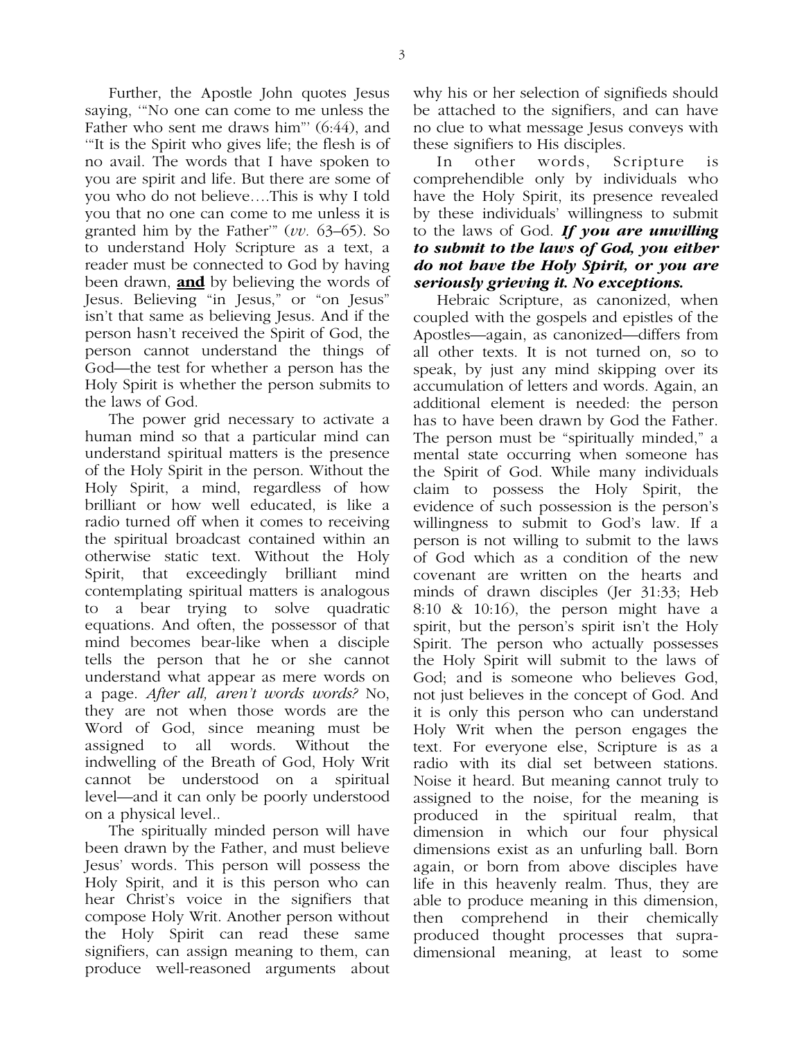Further, the Apostle John quotes Jesus saying, '"No one can come to me unless the Father who sent me draws him"' (6:44), and '"It is the Spirit who gives life; the flesh is of no avail. The words that I have spoken to you are spirit and life. But there are some of you who do not believe….This is why I told you that no one can come to me unless it is granted him by the Father'" (*vv.* 63–65). So to understand Holy Scripture as a text, a reader must be connected to God by having been drawn, **and** by believing the words of Jesus. Believing "in Jesus," or "on Jesus" isn't that same as believing Jesus. And if the person hasn't received the Spirit of God, the person cannot understand the things of God—the test for whether a person has the Holy Spirit is whether the person submits to the laws of God.

The power grid necessary to activate a human mind so that a particular mind can understand spiritual matters is the presence of the Holy Spirit in the person. Without the Holy Spirit, a mind, regardless of how brilliant or how well educated, is like a radio turned off when it comes to receiving the spiritual broadcast contained within an otherwise static text. Without the Holy Spirit, that exceedingly brilliant mind contemplating spiritual matters is analogous to a bear trying to solve quadratic equations. And often, the possessor of that mind becomes bear-like when a disciple tells the person that he or she cannot understand what appear as mere words on a page. *After all, aren't words words?* No, they are not when those words are the Word of God, since meaning must be assigned to all words. Without the indwelling of the Breath of God, Holy Writ cannot be understood on a spiritual level—and it can only be poorly understood on a physical level..

The spiritually minded person will have been drawn by the Father, and must believe Jesus' words. This person will possess the Holy Spirit, and it is this person who can hear Christ's voice in the signifiers that compose Holy Writ. Another person without the Holy Spirit can read these same signifiers, can assign meaning to them, can produce well-reasoned arguments about why his or her selection of signifieds should be attached to the signifiers, and can have no clue to what message Jesus conveys with these signifiers to His disciples.

In other words, Scripture is comprehendible only by individuals who have the Holy Spirit, its presence revealed by these individuals' willingness to submit to the laws of God. ***If you are unwilling to submit to the laws of God, you either do not have the Holy Spirit, or you are seriously grieving it. No exceptions.***

Hebraic Scripture, as canonized, when coupled with the gospels and epistles of the Apostles—again, as canonized—differs from all other texts. It is not turned on, so to speak, by just any mind skipping over its accumulation of letters and words. Again, an additional element is needed: the person has to have been drawn by God the Father. The person must be "spiritually minded," a mental state occurring when someone has the Spirit of God. While many individuals claim to possess the Holy Spirit, the evidence of such possession is the person's willingness to submit to God's law. If a person is not willing to submit to the laws of God which as a condition of the new covenant are written on the hearts and minds of drawn disciples (Jer 31:33; Heb 8:10 & 10:16), the person might have a spirit, but the person's spirit isn't the Holy Spirit. The person who actually possesses the Holy Spirit will submit to the laws of God; and is someone who believes God, not just believes in the concept of God. And it is only this person who can understand Holy Writ when the person engages the text. For everyone else, Scripture is as a radio with its dial set between stations. Noise it heard. But meaning cannot truly to assigned to the noise, for the meaning is produced in the spiritual realm, that dimension in which our four physical dimensions exist as an unfurling ball. Born again, or born from above disciples have life in this heavenly realm. Thus, they are able to produce meaning in this dimension, then comprehend in their chemically produced thought processes that supra-dimensional meaning, at least to some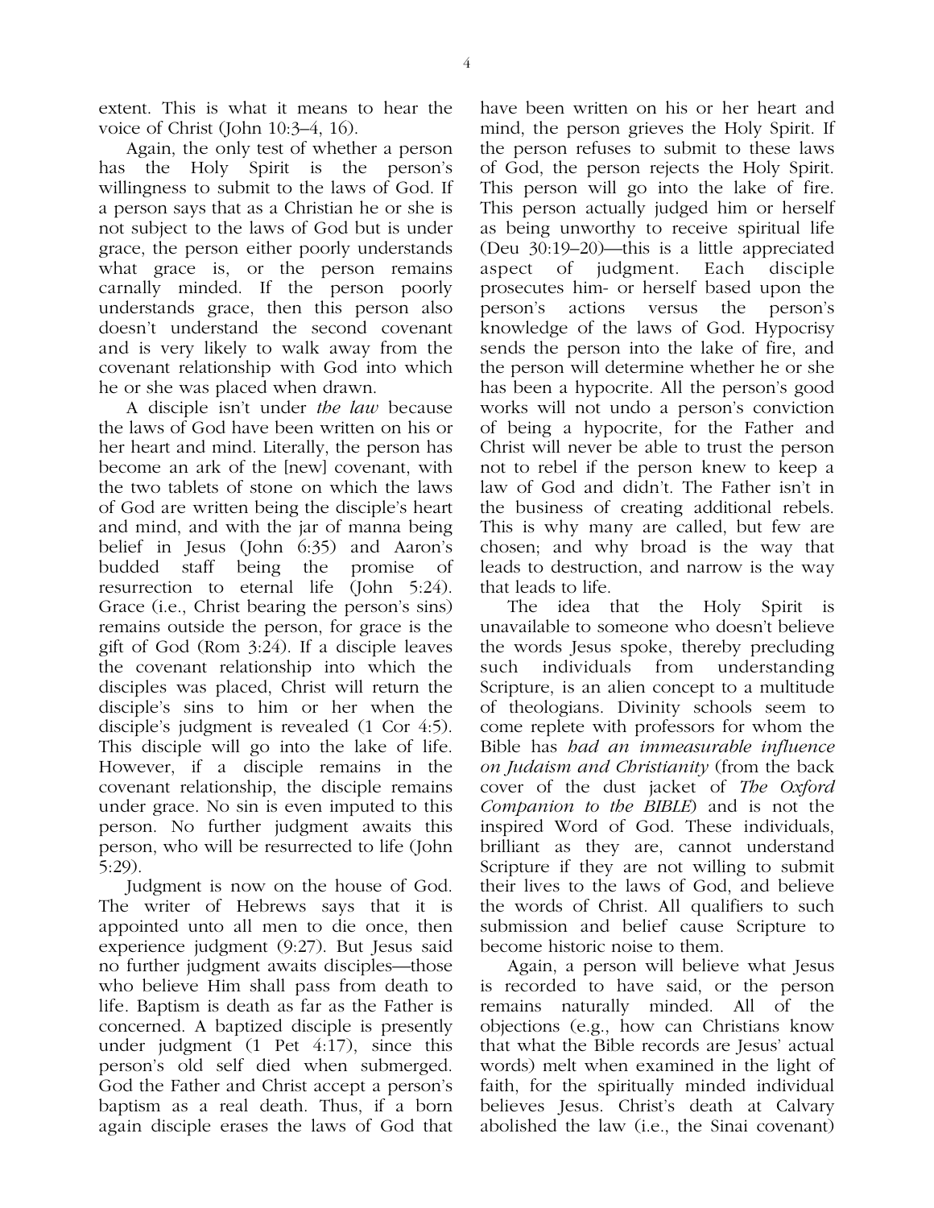extent. This is what it means to hear the voice of Christ (John 10:3–4, 16).

Again, the only test of whether a person has the Holy Spirit is the person's willingness to submit to the laws of God. If a person says that as a Christian he or she is not subject to the laws of God but is under grace, the person either poorly understands what grace is, or the person remains carnally minded. If the person poorly understands grace, then this person also doesn't understand the second covenant and is very likely to walk away from the covenant relationship with God into which he or she was placed when drawn.

A disciple isn't under *the law* because the laws of God have been written on his or her heart and mind. Literally, the person has become an ark of the [new] covenant, with the two tablets of stone on which the laws of God are written being the disciple's heart and mind, and with the jar of manna being belief in Jesus (John 6:35) and Aaron's budded staff being the promise of resurrection to eternal life (John 5:24). Grace (i.e., Christ bearing the person's sins) remains outside the person, for grace is the gift of God (Rom 3:24). If a disciple leaves the covenant relationship into which the disciples was placed, Christ will return the disciple's sins to him or her when the disciple's judgment is revealed (1 Cor 4:5). This disciple will go into the lake of life. However, if a disciple remains in the covenant relationship, the disciple remains under grace. No sin is even imputed to this person. No further judgment awaits this person, who will be resurrected to life (John 5:29).

Judgment is now on the house of God. The writer of Hebrews says that it is appointed unto all men to die once, then experience judgment (9:27). But Jesus said no further judgment awaits disciples—those who believe Him shall pass from death to life. Baptism is death as far as the Father is concerned. A baptized disciple is presently under judgment (1 Pet 4:17), since this person's old self died when submerged. God the Father and Christ accept a person's baptism as a real death. Thus, if a born again disciple erases the laws of God that have been written on his or her heart and mind, the person grieves the Holy Spirit. If the person refuses to submit to these laws of God, the person rejects the Holy Spirit. This person will go into the lake of fire. This person actually judged him or herself as being unworthy to receive spiritual life (Deu 30:19–20)—this is a little appreciated aspect of judgment. Each disciple prosecutes him- or herself based upon the person's actions versus the person's knowledge of the laws of God. Hypocrisy sends the person into the lake of fire, and the person will determine whether he or she has been a hypocrite. All the person's good works will not undo a person's conviction of being a hypocrite, for the Father and Christ will never be able to trust the person not to rebel if the person knew to keep a law of God and didn't. The Father isn't in the business of creating additional rebels. This is why many are called, but few are chosen; and why broad is the way that leads to destruction, and narrow is the way that leads to life.

The idea that the Holy Spirit is unavailable to someone who doesn't believe the words Jesus spoke, thereby precluding such individuals from understanding Scripture, is an alien concept to a multitude of theologians. Divinity schools seem to come replete with professors for whom the Bible has *had an immeasurable influence on Judaism and Christianity* (from the back cover of the dust jacket of *The Oxford Companion to the BIBLE*) and is not the inspired Word of God. These individuals, brilliant as they are, cannot understand Scripture if they are not willing to submit their lives to the laws of God, and believe the words of Christ. All qualifiers to such submission and belief cause Scripture to become historic noise to them.

Again, a person will believe what Jesus is recorded to have said, or the person remains naturally minded. All of the objections (e.g., how can Christians know that what the Bible records are Jesus' actual words) melt when examined in the light of faith, for the spiritually minded individual believes Jesus. Christ's death at Calvary abolished the law (i.e., the Sinai covenant)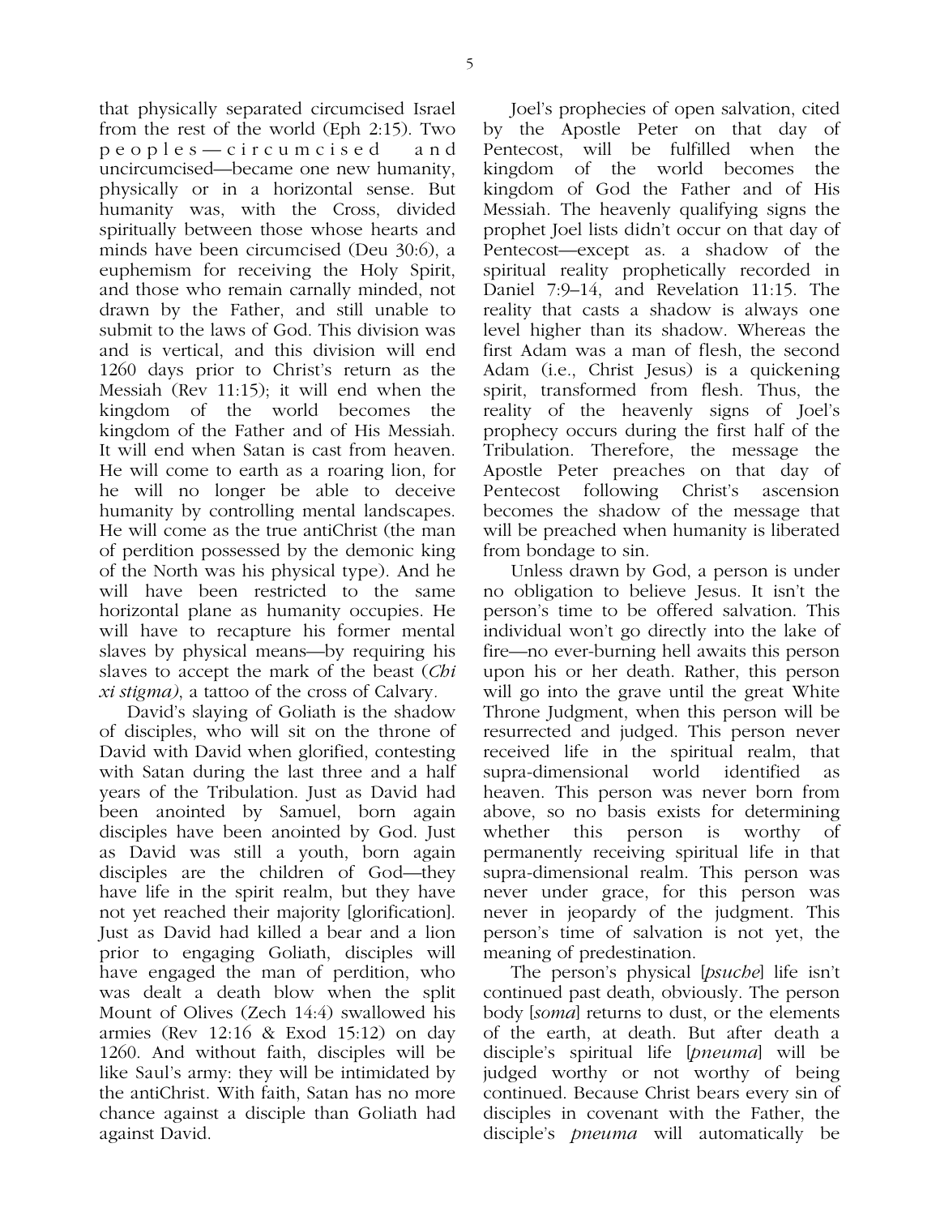that physically separated circumcised Israel from the rest of the world (Eph 2:15). Two peoples—circumcised and uncircumcised—became one new humanity, physically or in a horizontal sense. But humanity was, with the Cross, divided spiritually between those whose hearts and minds have been circumcised (Deu 30:6), a euphemism for receiving the Holy Spirit, and those who remain carnally minded, not drawn by the Father, and still unable to submit to the laws of God. This division was and is vertical, and this division will end 1260 days prior to Christ's return as the Messiah (Rev 11:15); it will end when the kingdom of the world becomes the kingdom of the Father and of His Messiah. It will end when Satan is cast from heaven. He will come to earth as a roaring lion, for he will no longer be able to deceive humanity by controlling mental landscapes. He will come as the true antiChrist (the man of perdition possessed by the demonic king of the North was his physical type). And he will have been restricted to the same horizontal plane as humanity occupies. He will have to recapture his former mental slaves by physical means—by requiring his slaves to accept the mark of the beast (*Chi xi stigma)*, a tattoo of the cross of Calvary.

David's slaying of Goliath is the shadow of disciples, who will sit on the throne of David with David when glorified, contesting with Satan during the last three and a half years of the Tribulation. Just as David had been anointed by Samuel, born again disciples have been anointed by God. Just as David was still a youth, born again disciples are the children of God—they have life in the spirit realm, but they have not yet reached their majority [glorification]. Just as David had killed a bear and a lion prior to engaging Goliath, disciples will have engaged the man of perdition, who was dealt a death blow when the split Mount of Olives (Zech 14:4) swallowed his armies (Rev 12:16 & Exod 15:12) on day 1260. And without faith, disciples will be like Saul's army: they will be intimidated by the antiChrist. With faith, Satan has no more chance against a disciple than Goliath had against David.

Joel's prophecies of open salvation, cited by the Apostle Peter on that day of Pentecost, will be fulfilled when the kingdom of the world becomes the kingdom of God the Father and of His Messiah. The heavenly qualifying signs the prophet Joel lists didn't occur on that day of Pentecost—except as. a shadow of the spiritual reality prophetically recorded in Daniel 7:9–14, and Revelation 11:15. The reality that casts a shadow is always one level higher than its shadow. Whereas the first Adam was a man of flesh, the second Adam (i.e., Christ Jesus) is a quickening spirit, transformed from flesh. Thus, the reality of the heavenly signs of Joel's prophecy occurs during the first half of the Tribulation. Therefore, the message the Apostle Peter preaches on that day of Pentecost following Christ's ascension becomes the shadow of the message that will be preached when humanity is liberated from bondage to sin.

Unless drawn by God, a person is under no obligation to believe Jesus. It isn't the person's time to be offered salvation. This individual won't go directly into the lake of fire—no ever-burning hell awaits this person upon his or her death. Rather, this person will go into the grave until the great White Throne Judgment, when this person will be resurrected and judged. This person never received life in the spiritual realm, that supra-dimensional world identified as heaven. This person was never born from above, so no basis exists for determining whether this person is worthy of permanently receiving spiritual life in that supra-dimensional realm. This person was never under grace, for this person was never in jeopardy of the judgment. This person's time of salvation is not yet, the meaning of predestination.

The person's physical [*psuche*] life isn't continued past death, obviously. The person body [*soma*] returns to dust, or the elements of the earth, at death. But after death a disciple's spiritual life [*pneuma*] will be judged worthy or not worthy of being continued. Because Christ bears every sin of disciples in covenant with the Father, the disciple's *pneuma* will automatically be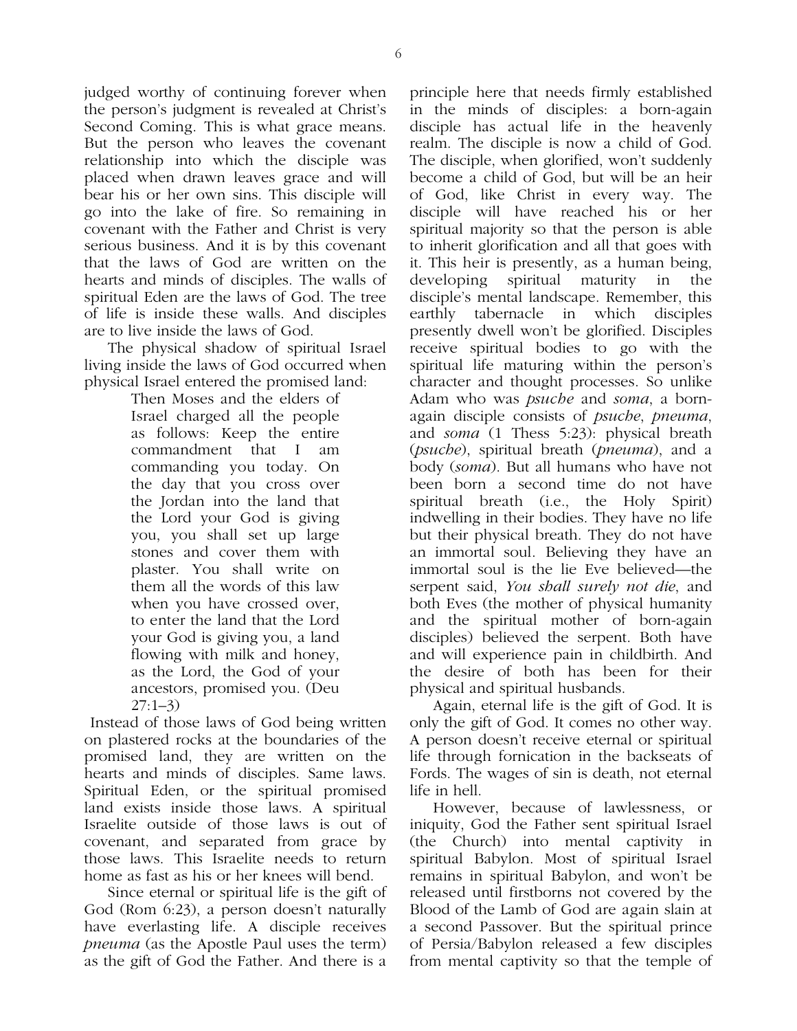judged worthy of continuing forever when the person's judgment is revealed at Christ's Second Coming. This is what grace means. But the person who leaves the covenant relationship into which the disciple was placed when drawn leaves grace and will bear his or her own sins. This disciple will go into the lake of fire. So remaining in covenant with the Father and Christ is very serious business. And it is by this covenant that the laws of God are written on the hearts and minds of disciples. The walls of spiritual Eden are the laws of God. The tree of life is inside these walls. And disciples are to live inside the laws of God.

The physical shadow of spiritual Israel living inside the laws of God occurred when physical Israel entered the promised land:

> Then Moses and the elders of Israel charged all the people as follows: Keep the entire commandment that I am commanding you today. On the day that you cross over the Jordan into the land that the Lord your God is giving you, you shall set up large stones and cover them with plaster. You shall write on them all the words of this law when you have crossed over, to enter the land that the Lord your God is giving you, a land flowing with milk and honey, as the Lord, the God of your ancestors, promised you. (Deu 27:1–3)

Instead of those laws of God being written on plastered rocks at the boundaries of the promised land, they are written on the hearts and minds of disciples. Same laws. Spiritual Eden, or the spiritual promised land exists inside those laws. A spiritual Israelite outside of those laws is out of covenant, and separated from grace by those laws. This Israelite needs to return home as fast as his or her knees will bend.

Since eternal or spiritual life is the gift of God (Rom 6:23), a person doesn't naturally have everlasting life. A disciple receives *pneuma* (as the Apostle Paul uses the term) as the gift of God the Father. And there is a principle here that needs firmly established in the minds of disciples: a born-again disciple has actual life in the heavenly realm. The disciple is now a child of God. The disciple, when glorified, won't suddenly become a child of God, but will be an heir of God, like Christ in every way. The disciple will have reached his or her spiritual majority so that the person is able to inherit glorification and all that goes with it. This heir is presently, as a human being, developing spiritual maturity in the disciple's mental landscape. Remember, this earthly tabernacle in which disciples presently dwell won't be glorified. Disciples receive spiritual bodies to go with the spiritual life maturing within the person's character and thought processes. So unlike Adam who was *psuche* and *soma*, a born-again disciple consists of *psuche*, *pneuma*, and *soma* (1 Thess 5:23): physical breath (*psuche*), spiritual breath (*pneuma*), and a body (*soma*). But all humans who have not been born a second time do not have spiritual breath (i.e., the Holy Spirit) indwelling in their bodies. They have no life but their physical breath. They do not have an immortal soul. Believing they have an immortal soul is the lie Eve believed—the serpent said, *You shall surely not die*, and both Eves (the mother of physical humanity and the spiritual mother of born-again disciples) believed the serpent. Both have and will experience pain in childbirth. And the desire of both has been for their physical and spiritual husbands.

Again, eternal life is the gift of God. It is only the gift of God. It comes no other way. A person doesn't receive eternal or spiritual life through fornication in the backseats of Fords. The wages of sin is death, not eternal life in hell.

However, because of lawlessness, or iniquity, God the Father sent spiritual Israel (the Church) into mental captivity in spiritual Babylon. Most of spiritual Israel remains in spiritual Babylon, and won't be released until firstborns not covered by the Blood of the Lamb of God are again slain at a second Passover. But the spiritual prince of Persia/Babylon released a few disciples from mental captivity so that the temple of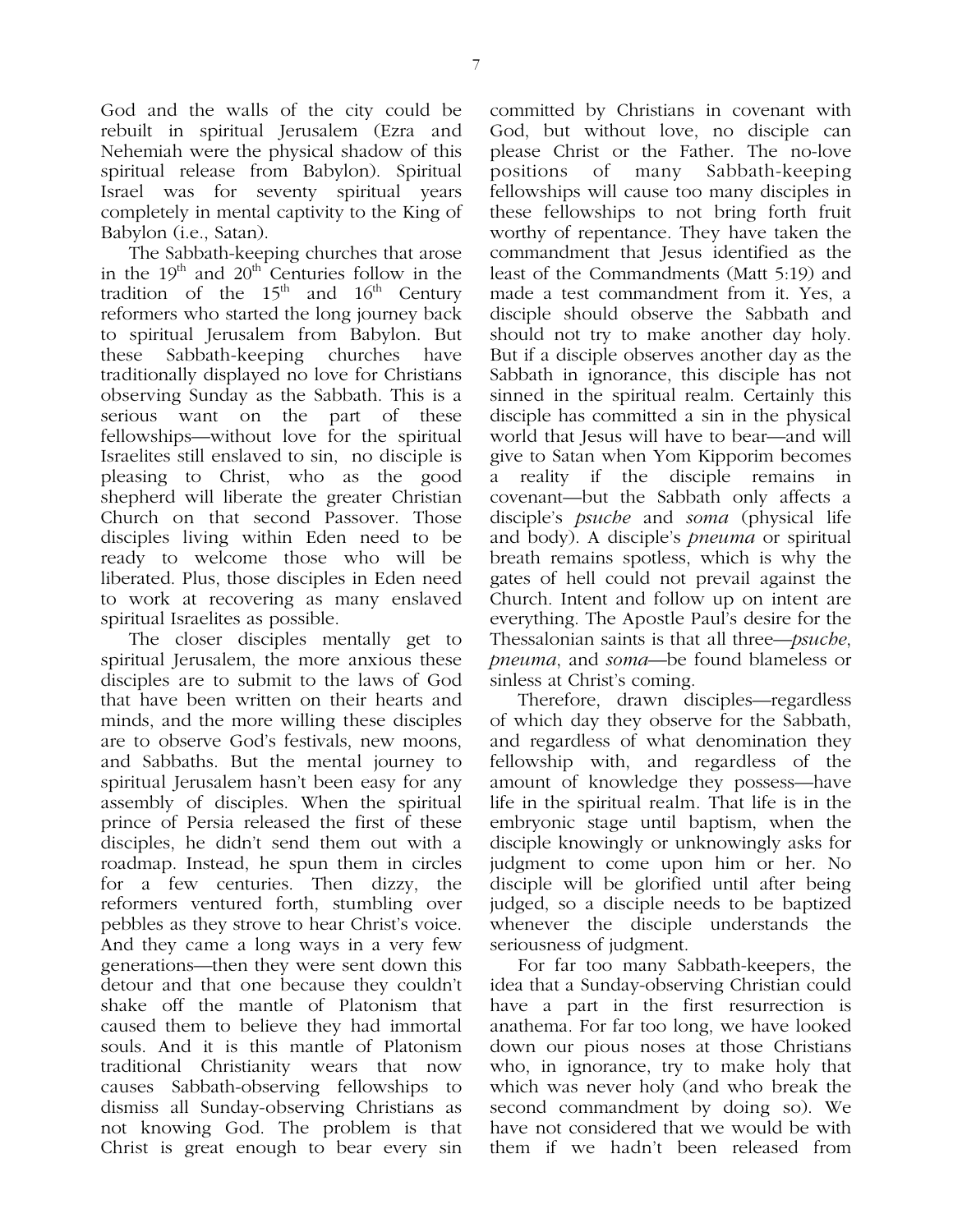God and the walls of the city could be rebuilt in spiritual Jerusalem (Ezra and Nehemiah were the physical shadow of this spiritual release from Babylon). Spiritual Israel was for seventy spiritual years completely in mental captivity to the King of Babylon (i.e., Satan).

The Sabbath-keeping churches that arose in the 19th and 20th Centuries follow in the tradition of the 15th and 16th Century reformers who started the long journey back to spiritual Jerusalem from Babylon. But these Sabbath-keeping churches have traditionally displayed no love for Christians observing Sunday as the Sabbath. This is a serious want on the part of these fellowships—without love for the spiritual Israelites still enslaved to sin, no disciple is pleasing to Christ, who as the good shepherd will liberate the greater Christian Church on that second Passover. Those disciples living within Eden need to be ready to welcome those who will be liberated. Plus, those disciples in Eden need to work at recovering as many enslaved spiritual Israelites as possible.

The closer disciples mentally get to spiritual Jerusalem, the more anxious these disciples are to submit to the laws of God that have been written on their hearts and minds, and the more willing these disciples are to observe God's festivals, new moons, and Sabbaths. But the mental journey to spiritual Jerusalem hasn't been easy for any assembly of disciples. When the spiritual prince of Persia released the first of these disciples, he didn't send them out with a roadmap. Instead, he spun them in circles for a few centuries. Then dizzy, the reformers ventured forth, stumbling over pebbles as they strove to hear Christ's voice. And they came a long ways in a very few generations—then they were sent down this detour and that one because they couldn't shake off the mantle of Platonism that caused them to believe they had immortal souls. And it is this mantle of Platonism traditional Christianity wears that now causes Sabbath-observing fellowships to dismiss all Sunday-observing Christians as not knowing God. The problem is that Christ is great enough to bear every sin committed by Christians in covenant with God, but without love, no disciple can please Christ or the Father. The no-love positions of many Sabbath-keeping fellowships will cause too many disciples in these fellowships to not bring forth fruit worthy of repentance. They have taken the commandment that Jesus identified as the least of the Commandments (Matt 5:19) and made a test commandment from it. Yes, a disciple should observe the Sabbath and should not try to make another day holy. But if a disciple observes another day as the Sabbath in ignorance, this disciple has not sinned in the spiritual realm. Certainly this disciple has committed a sin in the physical world that Jesus will have to bear—and will give to Satan when Yom Kipporim becomes a reality if the disciple remains in covenant—but the Sabbath only affects a disciple's *psuche* and *soma* (physical life and body). A disciple's *pneuma* or spiritual breath remains spotless, which is why the gates of hell could not prevail against the Church. Intent and follow up on intent are everything. The Apostle Paul's desire for the Thessalonian saints is that all three—*psuche*, *pneuma*, and *soma*—be found blameless or sinless at Christ's coming.

Therefore, drawn disciples—regardless of which day they observe for the Sabbath, and regardless of what denomination they fellowship with, and regardless of the amount of knowledge they possess—have life in the spiritual realm. That life is in the embryonic stage until baptism, when the disciple knowingly or unknowingly asks for judgment to come upon him or her. No disciple will be glorified until after being judged, so a disciple needs to be baptized whenever the disciple understands the seriousness of judgment.

For far too many Sabbath-keepers, the idea that a Sunday-observing Christian could have a part in the first resurrection is anathema. For far too long, we have looked down our pious noses at those Christians who, in ignorance, try to make holy that which was never holy (and who break the second commandment by doing so). We have not considered that we would be with them if we hadn't been released from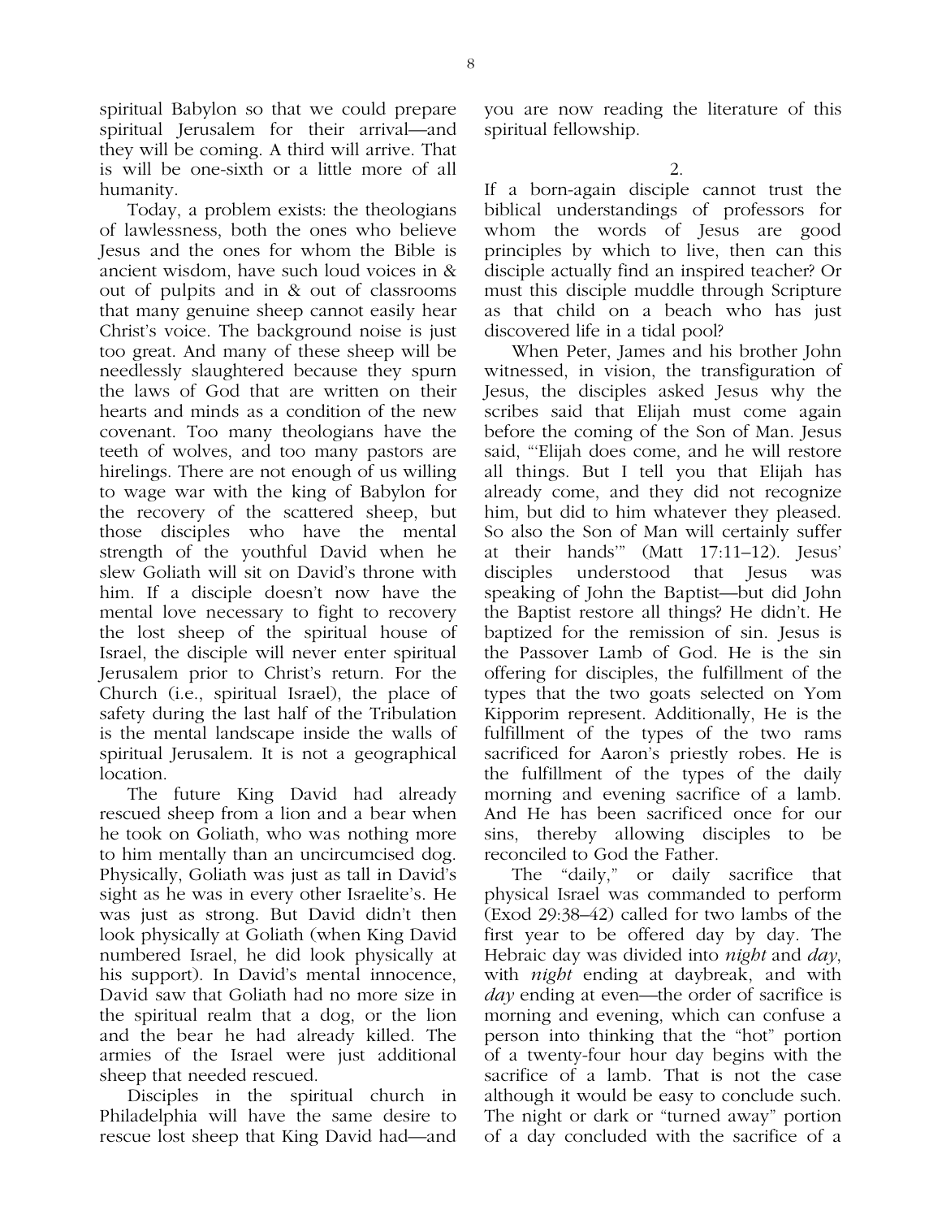spiritual Babylon so that we could prepare spiritual Jerusalem for their arrival—and they will be coming. A third will arrive. That is will be one-sixth or a little more of all humanity.

Today, a problem exists: the theologians of lawlessness, both the ones who believe Jesus and the ones for whom the Bible is ancient wisdom, have such loud voices in & out of pulpits and in & out of classrooms that many genuine sheep cannot easily hear Christ's voice. The background noise is just too great. And many of these sheep will be needlessly slaughtered because they spurn the laws of God that are written on their hearts and minds as a condition of the new covenant. Too many theologians have the teeth of wolves, and too many pastors are hirelings. There are not enough of us willing to wage war with the king of Babylon for the recovery of the scattered sheep, but those disciples who have the mental strength of the youthful David when he slew Goliath will sit on David's throne with him. If a disciple doesn't now have the mental love necessary to fight to recovery the lost sheep of the spiritual house of Israel, the disciple will never enter spiritual Jerusalem prior to Christ's return. For the Church (i.e., spiritual Israel), the place of safety during the last half of the Tribulation is the mental landscape inside the walls of spiritual Jerusalem. It is not a geographical location.

The future King David had already rescued sheep from a lion and a bear when he took on Goliath, who was nothing more to him mentally than an uncircumcised dog. Physically, Goliath was just as tall in David's sight as he was in every other Israelite's. He was just as strong. But David didn't then look physically at Goliath (when King David numbered Israel, he did look physically at his support). In David's mental innocence, David saw that Goliath had no more size in the spiritual realm that a dog, or the lion and the bear he had already killed. The armies of the Israel were just additional sheep that needed rescued.

Disciples in the spiritual church in Philadelphia will have the same desire to rescue lost sheep that King David had—and you are now reading the literature of this spiritual fellowship.

2.

If a born-again disciple cannot trust the biblical understandings of professors for whom the words of Jesus are good principles by which to live, then can this disciple actually find an inspired teacher? Or must this disciple muddle through Scripture as that child on a beach who has just discovered life in a tidal pool?

When Peter, James and his brother John witnessed, in vision, the transfiguration of Jesus, the disciples asked Jesus why the scribes said that Elijah must come again before the coming of the Son of Man. Jesus said, "'Elijah does come, and he will restore all things. But I tell you that Elijah has already come, and they did not recognize him, but did to him whatever they pleased. So also the Son of Man will certainly suffer at their hands'" (Matt 17:11–12). Jesus' disciples understood that Jesus was speaking of John the Baptist—but did John the Baptist restore all things? He didn't. He baptized for the remission of sin. Jesus is the Passover Lamb of God. He is the sin offering for disciples, the fulfillment of the types that the two goats selected on Yom Kipporim represent. Additionally, He is the fulfillment of the types of the two rams sacrificed for Aaron's priestly robes. He is the fulfillment of the types of the daily morning and evening sacrifice of a lamb. And He has been sacrificed once for our sins, thereby allowing disciples to be reconciled to God the Father.

The "daily," or daily sacrifice that physical Israel was commanded to perform (Exod 29:38–42) called for two lambs of the first year to be offered day by day. The Hebraic day was divided into *night* and *day*, with *night* ending at daybreak, and with *day* ending at even—the order of sacrifice is morning and evening, which can confuse a person into thinking that the "hot" portion of a twenty-four hour day begins with the sacrifice of a lamb. That is not the case although it would be easy to conclude such. The night or dark or "turned away" portion of a day concluded with the sacrifice of a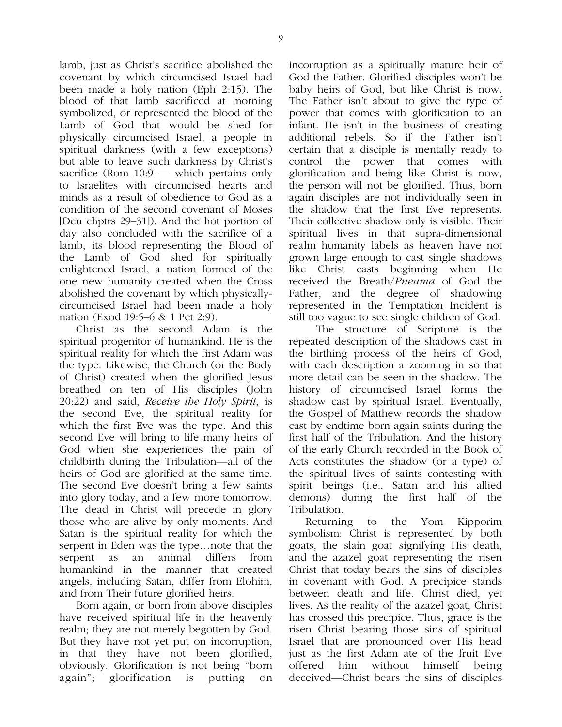lamb, just as Christ's sacrifice abolished the covenant by which circumcised Israel had been made a holy nation (Eph 2:15). The blood of that lamb sacrificed at morning symbolized, or represented the blood of the Lamb of God that would be shed for physically circumcised Israel, a people in spiritual darkness (with a few exceptions) but able to leave such darkness by Christ's sacrifice (Rom 10:9 — which pertains only to Israelites with circumcised hearts and minds as a result of obedience to God as a condition of the second covenant of Moses [Deu chptrs 29–31]). And the hot portion of day also concluded with the sacrifice of a lamb, its blood representing the Blood of the Lamb of God shed for spiritually enlightened Israel, a nation formed of the one new humanity created when the Cross abolished the covenant by which physically-circumcised Israel had been made a holy nation (Exod 19:5–6 & 1 Pet 2:9).

Christ as the second Adam is the spiritual progenitor of humankind. He is the spiritual reality for which the first Adam was the type. Likewise, the Church (or the Body of Christ) created when the glorified Jesus breathed on ten of His disciples (John 20:22) and said, *Receive the Holy Spirit*, is the second Eve, the spiritual reality for which the first Eve was the type. And this second Eve will bring to life many heirs of God when she experiences the pain of childbirth during the Tribulation—all of the heirs of God are glorified at the same time. The second Eve doesn't bring a few saints into glory today, and a few more tomorrow. The dead in Christ will precede in glory those who are alive by only moments. And Satan is the spiritual reality for which the serpent in Eden was the type…note that the serpent as an animal differs from humankind in the manner that created angels, including Satan, differ from Elohim, and from Their future glorified heirs.

Born again, or born from above disciples have received spiritual life in the heavenly realm; they are not merely begotten by God. But they have not yet put on incorruption, in that they have not been glorified, obviously. Glorification is not being "born again"; glorification is putting on incorruption as a spiritually mature heir of God the Father. Glorified disciples won't be baby heirs of God, but like Christ is now. The Father isn't about to give the type of power that comes with glorification to an infant. He isn't in the business of creating additional rebels. So if the Father isn't certain that a disciple is mentally ready to control the power that comes with glorification and being like Christ is now, the person will not be glorified. Thus, born again disciples are not individually seen in the shadow that the first Eve represents. Their collective shadow only is visible. Their spiritual lives in that supra-dimensional realm humanity labels as heaven have not grown large enough to cast single shadows like Christ casts beginning when He received the Breath/*Pneuma* of God the Father, and the degree of shadowing represented in the Temptation Incident is still too vague to see single children of God.

The structure of Scripture is the repeated description of the shadows cast in the birthing process of the heirs of God, with each description a zooming in so that more detail can be seen in the shadow. The history of circumcised Israel forms the shadow cast by spiritual Israel. Eventually, the Gospel of Matthew records the shadow cast by endtime born again saints during the first half of the Tribulation. And the history of the early Church recorded in the Book of Acts constitutes the shadow (or a type) of the spiritual lives of saints contesting with spirit beings (i.e., Satan and his allied demons) during the first half of the Tribulation.

Returning to the Yom Kipporim symbolism: Christ is represented by both goats, the slain goat signifying His death, and the azazel goat representing the risen Christ that today bears the sins of disciples in covenant with God. A precipice stands between death and life. Christ died, yet lives. As the reality of the azazel goat, Christ has crossed this precipice. Thus, grace is the risen Christ bearing those sins of spiritual Israel that are pronounced over His head just as the first Adam ate of the fruit Eve offered him without himself being deceived—Christ bears the sins of disciples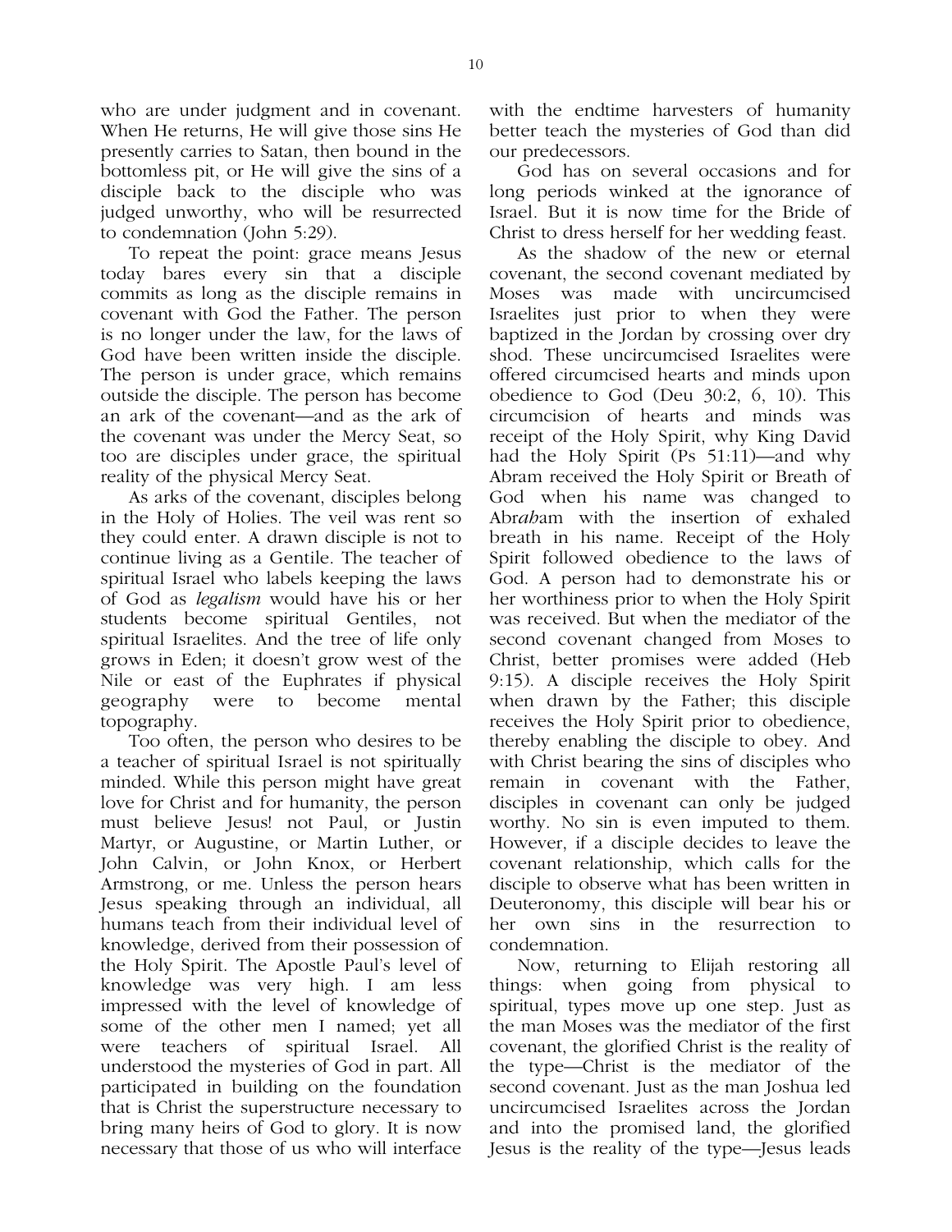who are under judgment and in covenant. When He returns, He will give those sins He presently carries to Satan, then bound in the bottomless pit, or He will give the sins of a disciple back to the disciple who was judged unworthy, who will be resurrected to condemnation (John 5:29).

To repeat the point: grace means Jesus today bares every sin that a disciple commits as long as the disciple remains in covenant with God the Father. The person is no longer under the law, for the laws of God have been written inside the disciple. The person is under grace, which remains outside the disciple. The person has become an ark of the covenant—and as the ark of the covenant was under the Mercy Seat, so too are disciples under grace, the spiritual reality of the physical Mercy Seat.

As arks of the covenant, disciples belong in the Holy of Holies. The veil was rent so they could enter. A drawn disciple is not to continue living as a Gentile. The teacher of spiritual Israel who labels keeping the laws of God as *legalism* would have his or her students become spiritual Gentiles, not spiritual Israelites. And the tree of life only grows in Eden; it doesn't grow west of the Nile or east of the Euphrates if physical geography were to become mental topography.

Too often, the person who desires to be a teacher of spiritual Israel is not spiritually minded. While this person might have great love for Christ and for humanity, the person must believe Jesus! not Paul, or Justin Martyr, or Augustine, or Martin Luther, or John Calvin, or John Knox, or Herbert Armstrong, or me. Unless the person hears Jesus speaking through an individual, all humans teach from their individual level of knowledge, derived from their possession of the Holy Spirit. The Apostle Paul's level of knowledge was very high. I am less impressed with the level of knowledge of some of the other men I named; yet all were teachers of spiritual Israel. All understood the mysteries of God in part. All participated in building on the foundation that is Christ the superstructure necessary to bring many heirs of God to glory. It is now necessary that those of us who will interface with the endtime harvesters of humanity better teach the mysteries of God than did our predecessors.

God has on several occasions and for long periods winked at the ignorance of Israel. But it is now time for the Bride of Christ to dress herself for her wedding feast.

As the shadow of the new or eternal covenant, the second covenant mediated by Moses was made with uncircumcised Israelites just prior to when they were baptized in the Jordan by crossing over dry shod. These uncircumcised Israelites were offered circumcised hearts and minds upon obedience to God (Deu 30:2, 6, 10). This circumcision of hearts and minds was receipt of the Holy Spirit, why King David had the Holy Spirit (Ps 51:11)—and why Abram received the Holy Spirit or Breath of God when his name was changed to Abr*ah*am with the insertion of exhaled breath in his name. Receipt of the Holy Spirit followed obedience to the laws of God. A person had to demonstrate his or her worthiness prior to when the Holy Spirit was received. But when the mediator of the second covenant changed from Moses to Christ, better promises were added (Heb 9:15). A disciple receives the Holy Spirit when drawn by the Father; this disciple receives the Holy Spirit prior to obedience, thereby enabling the disciple to obey. And with Christ bearing the sins of disciples who remain in covenant with the Father, disciples in covenant can only be judged worthy. No sin is even imputed to them. However, if a disciple decides to leave the covenant relationship, which calls for the disciple to observe what has been written in Deuteronomy, this disciple will bear his or her own sins in the resurrection to condemnation.

Now, returning to Elijah restoring all things: when going from physical to spiritual, types move up one step. Just as the man Moses was the mediator of the first covenant, the glorified Christ is the reality of the type—Christ is the mediator of the second covenant. Just as the man Joshua led uncircumcised Israelites across the Jordan and into the promised land, the glorified Jesus is the reality of the type—Jesus leads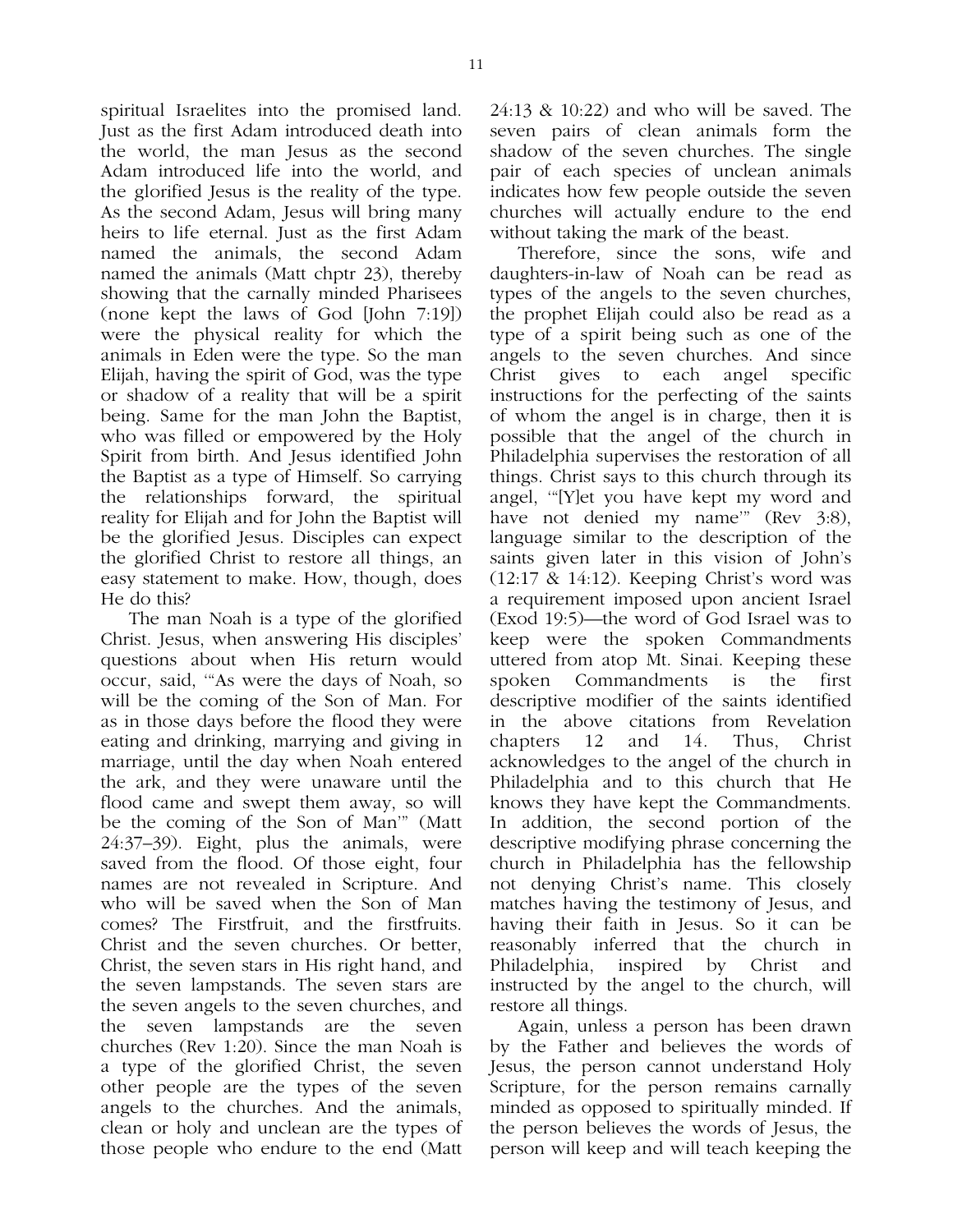spiritual Israelites into the promised land. Just as the first Adam introduced death into the world, the man Jesus as the second Adam introduced life into the world, and the glorified Jesus is the reality of the type. As the second Adam, Jesus will bring many heirs to life eternal. Just as the first Adam named the animals, the second Adam named the animals (Matt chptr 23), thereby showing that the carnally minded Pharisees (none kept the laws of God [John 7:19]) were the physical reality for which the animals in Eden were the type. So the man Elijah, having the spirit of God, was the type or shadow of a reality that will be a spirit being. Same for the man John the Baptist, who was filled or empowered by the Holy Spirit from birth. And Jesus identified John the Baptist as a type of Himself. So carrying the relationships forward, the spiritual reality for Elijah and for John the Baptist will be the glorified Jesus. Disciples can expect the glorified Christ to restore all things, an easy statement to make. How, though, does He do this?

The man Noah is a type of the glorified Christ. Jesus, when answering His disciples' questions about when His return would occur, said, '"As were the days of Noah, so will be the coming of the Son of Man. For as in those days before the flood they were eating and drinking, marrying and giving in marriage, until the day when Noah entered the ark, and they were unaware until the flood came and swept them away, so will be the coming of the Son of Man'" (Matt 24:37–39). Eight, plus the animals, were saved from the flood. Of those eight, four names are not revealed in Scripture. And who will be saved when the Son of Man comes? The Firstfruit, and the firstfruits. Christ and the seven churches. Or better, Christ, the seven stars in His right hand, and the seven lampstands. The seven stars are the seven angels to the seven churches, and the seven lampstands are the seven churches (Rev 1:20). Since the man Noah is a type of the glorified Christ, the seven other people are the types of the seven angels to the churches. And the animals, clean or holy and unclean are the types of those people who endure to the end (Matt 24:13 & 10:22) and who will be saved. The seven pairs of clean animals form the shadow of the seven churches. The single pair of each species of unclean animals indicates how few people outside the seven churches will actually endure to the end without taking the mark of the beast.

Therefore, since the sons, wife and daughters-in-law of Noah can be read as types of the angels to the seven churches, the prophet Elijah could also be read as a type of a spirit being such as one of the angels to the seven churches. And since Christ gives to each angel specific instructions for the perfecting of the saints of whom the angel is in charge, then it is possible that the angel of the church in Philadelphia supervises the restoration of all things. Christ says to this church through its angel, '"[Y]et you have kept my word and have not denied my name'" (Rev 3:8), language similar later to the description of the saints given later in this vision of John's (12:17 & 14:12). Keeping Christ's word was a requirement imposed upon ancient Israel (Exod 19:5)—the word of God Israel was to keep were the spoken Commandments uttered from atop Mt. Sinai. Keeping these spoken Commandments is the first descriptive modifier of the saints identified in the above citations from Revelation chapters 12 and 14. Thus, Christ acknowledges to the angel of the church in Philadelphia and to this church that He knows they have kept the Commandments. In addition, the second portion of the descriptive modifying phrase concerning the church in Philadelphia has the fellowship not denying Christ's name. This closely matches having the testimony of Jesus, and having their faith in Jesus. So it can be reasonably inferred that the church in Philadelphia, inspired by Christ and instructed by the angel to the church, will restore all things.

Again, unless a person has been drawn by the Father and believes the words of Jesus, the person cannot understand Holy Scripture, for the person remains carnally minded as opposed to spiritually minded. If the person believes the words of Jesus, the person will keep and will teach keeping the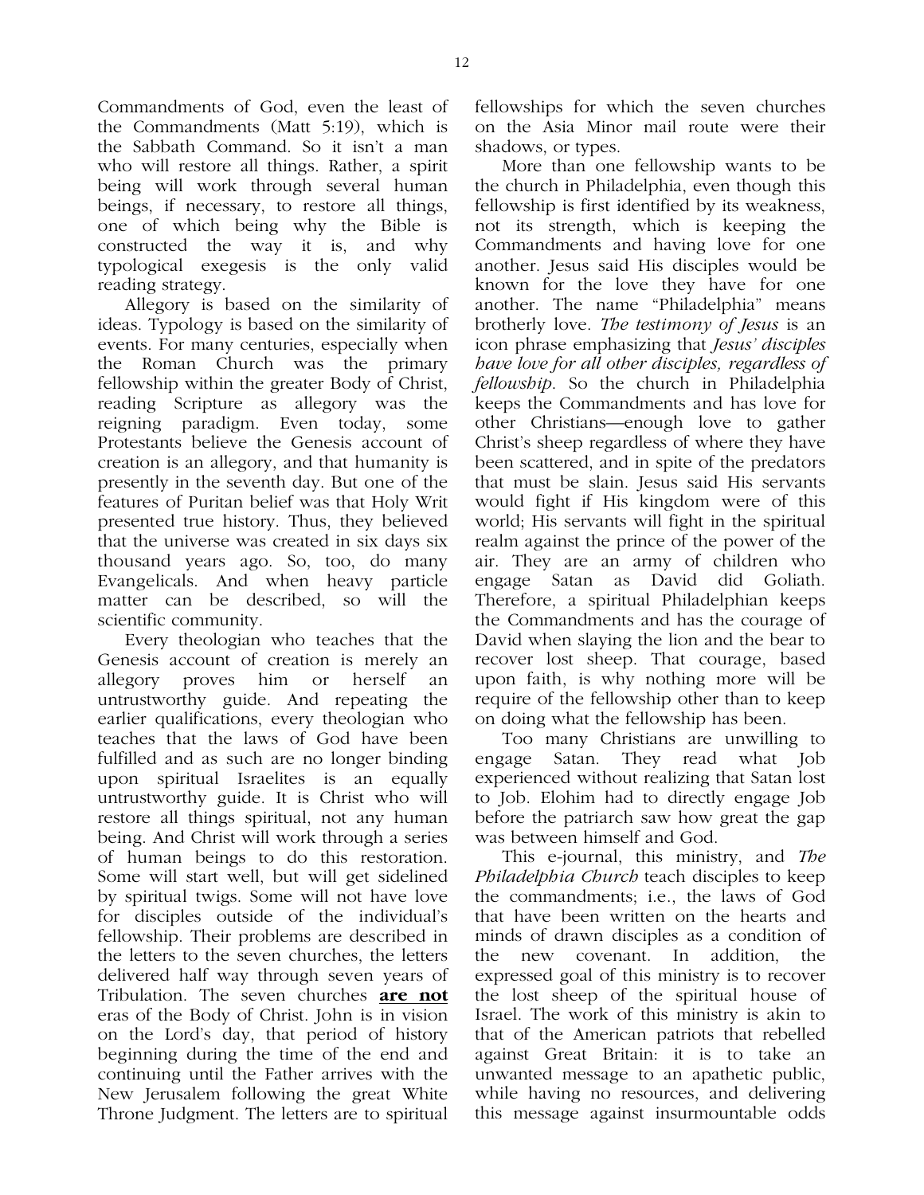Commandments of God, even the least of the Commandments (Matt 5:19), which is the Sabbath Command. So it isn't a man who will restore all things. Rather, a spirit being will work through several human beings, if necessary, to restore all things, one of which being why the Bible is constructed the way it is, and why typological exegesis is the only valid reading strategy.

Allegory is based on the similarity of ideas. Typology is based on the similarity of events. For many centuries, especially when the Roman Church was the primary fellowship within the greater Body of Christ, reading Scripture as allegory was the reigning paradigm. Even today, some Protestants believe the Genesis account of creation is an allegory, and that humanity is presently in the seventh day. But one of the features of Puritan belief was that Holy Writ presented true history. Thus, they believed that the universe was created in six days six thousand years ago. So, too, do many Evangelicals. And when heavy particle matter can be described, so will the scientific community.

Every theologian who teaches that the Genesis account of creation is merely an allegory proves him or herself an untrustworthy guide. And repeating the earlier qualifications, every theologian who teaches that the laws of God have been fulfilled and as such are no longer binding upon spiritual Israelites is an equally untrustworthy guide. It is Christ who will restore all things spiritual, not any human being. And Christ will work through a series of human beings to do this restoration. Some will start well, but will get sidelined by spiritual twigs. Some will not have love for disciples outside of the individual's fellowship. Their problems are described in the letters to the seven churches, the letters delivered half way through seven years of Tribulation. The seven churches **are not** eras of the Body of Christ. John is in vision on the Lord's day, that period of history beginning during the time of the end and continuing until the Father arrives with the New Jerusalem following the great White Throne Judgment. The letters are to spiritual fellowships for which the seven churches on the Asia Minor mail route were their shadows, or types.

More than one fellowship wants to be the church in Philadelphia, even though this fellowship is first identified by its weakness, not its strength, which is keeping the Commandments and having love for one another. Jesus said His disciples would be known for the love they have for one another. The name "Philadelphia" means brotherly love. *The testimony of Jesus* is an icon phrase emphasizing that *Jesus' disciples have love for all other disciples, regardless of fellowship*. So the church in Philadelphia keeps the Commandments and has love for other Christians—enough love to gather Christ's sheep regardless of where they have been scattered, and in spite of the predators that must be slain. Jesus said His servants would fight if His kingdom were of this world; His servants will fight in the spiritual realm against the prince of the power of the air. They are an army of children who engage Satan as David did Goliath. Therefore, a spiritual Philadelphian keeps the Commandments and has the courage of David when slaying the lion and the bear to recover lost sheep. That courage, based upon faith, is why nothing more will be require of the fellowship other than to keep on doing what the fellowship has been.

Too many Christians are unwilling to engage Satan. They read what Job experienced without realizing that Satan lost to Job. Elohim had to directly engage Job before the patriarch saw how great the gap was between himself and God.

This e-journal, this ministry, and *The Philadelphia Church* teach disciples to keep the commandments; i.e., the laws of God that have been written on the hearts and minds of drawn disciples as a condition of the new covenant. In addition, the expressed goal of this ministry is to recover the lost sheep of the spiritual house of Israel. The work of this ministry is akin to that of the American patriots that rebelled against Great Britain: it is to take an unwanted message to an apathetic public, while having no resources, and delivering this message against insurmountable odds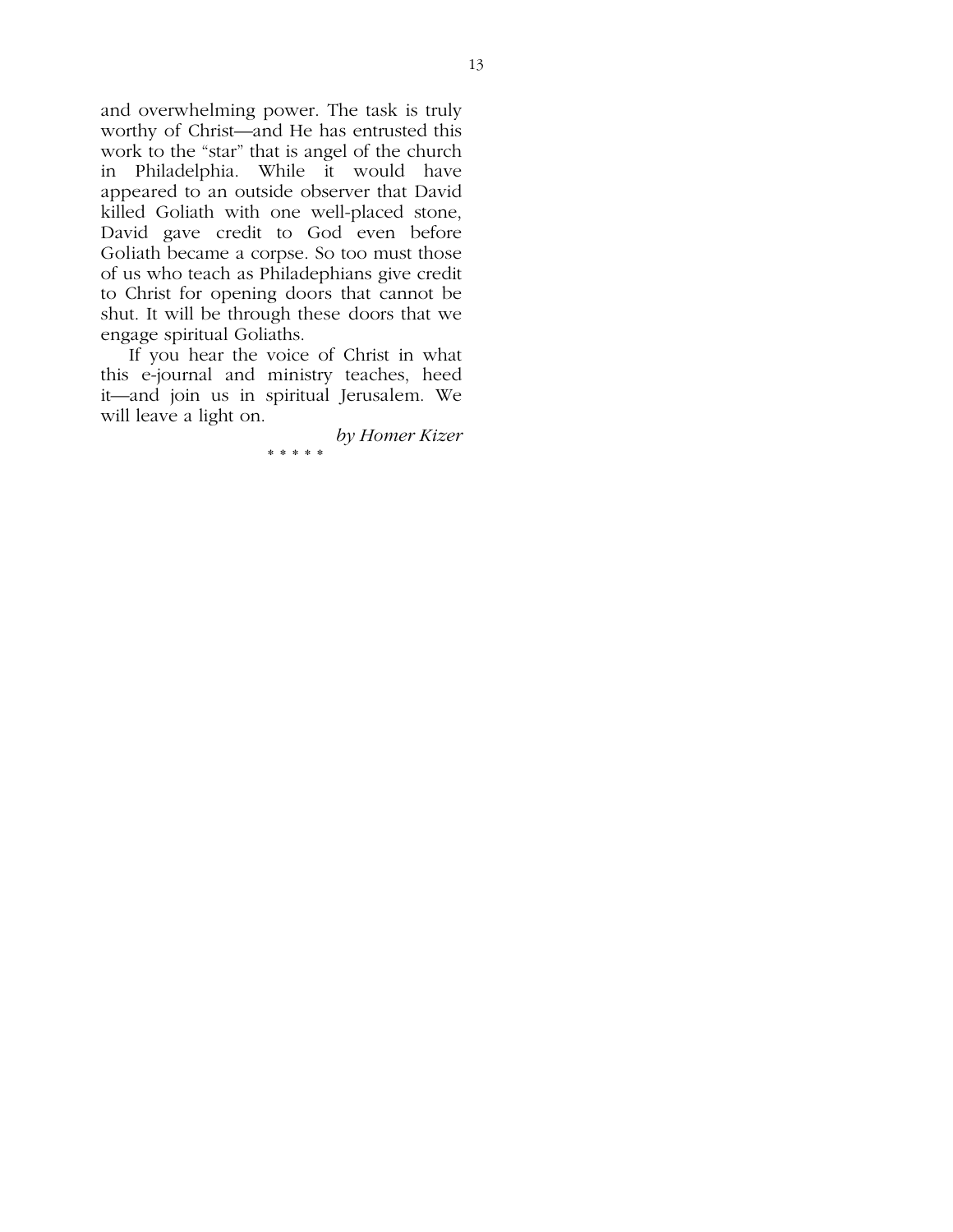and overwhelming power. The task is truly worthy of Christ—and He has entrusted this work to the "star" that is angel of the church in Philadelphia. While it would have appeared to an outside observer that David killed Goliath with one well-placed stone, David gave credit to God even before Goliath became a corpse. So too must those of us who teach as Philadephians give credit to Christ for opening doors that cannot be shut. It will be through these doors that we engage spiritual Goliaths.

If you hear the voice of Christ in what this e-journal and ministry teaches, heed it—and join us in spiritual Jerusalem. We will leave a light on.

*by Homer Kizer*

* * * * *